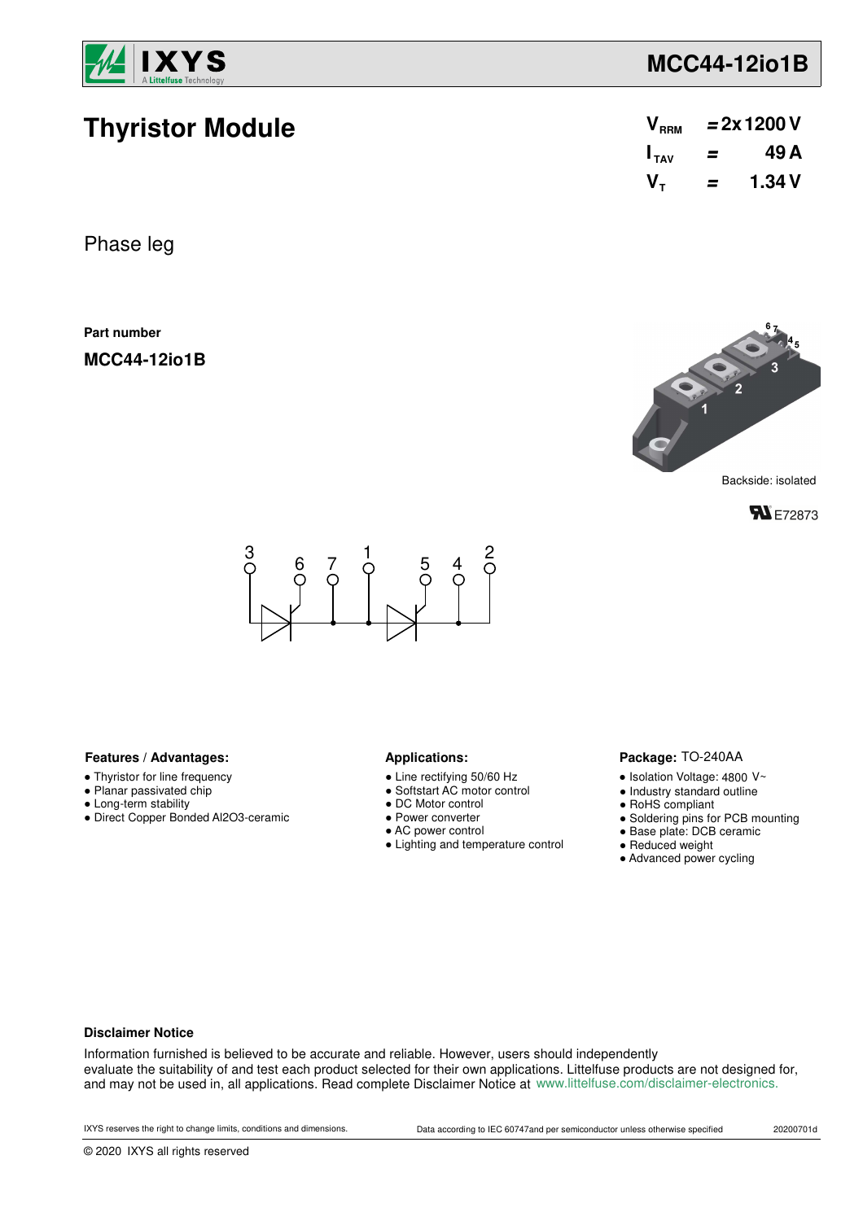# Thyristor Module

| | | |
|---|---|---|
| $V_{RRM}$ | = | 2x 1200 V |
| $I_{TAV}$ | = | 49 A |
| $V_T$ | = | 1.34 V |

Phase leg

**Part number**

**MCC44-12io1B**

Backside: isolated

E72873

### Features / Advantages:

- Thyristor for line frequency
- Planar passivated chip
- Long-term stability
- Direct Copper Bonded Al2O3-ceramic

### Applications:

- Line rectifying 50/60 Hz
- Softstart AC motor control
- DC Motor control
- Power converter
- AC power control
- Lighting and temperature control

### Package: TO-240AA

- Isolation Voltage: 4800 V~
- Industry standard outline
- RoHS compliant
- Soldering pins for PCB mounting
- Base plate: DCB ceramic
- Reduced weight
- Advanced power cycling

**Disclaimer Notice**

Information furnished is believed to be accurate and reliable. However, users should independently evaluate the suitability of and test each product selected for their own applications. Littelfuse products are not designed for, and may not be used in, all applications. Read complete Disclaimer Notice at www.littelfuse.com/disclaimer-electronics.

IXYS reserves the right to change limits, conditions and dimensions. Data according to IEC 60747and per semiconductor unless otherwise specified 20200701d

© 2020 IXYS all rights reserved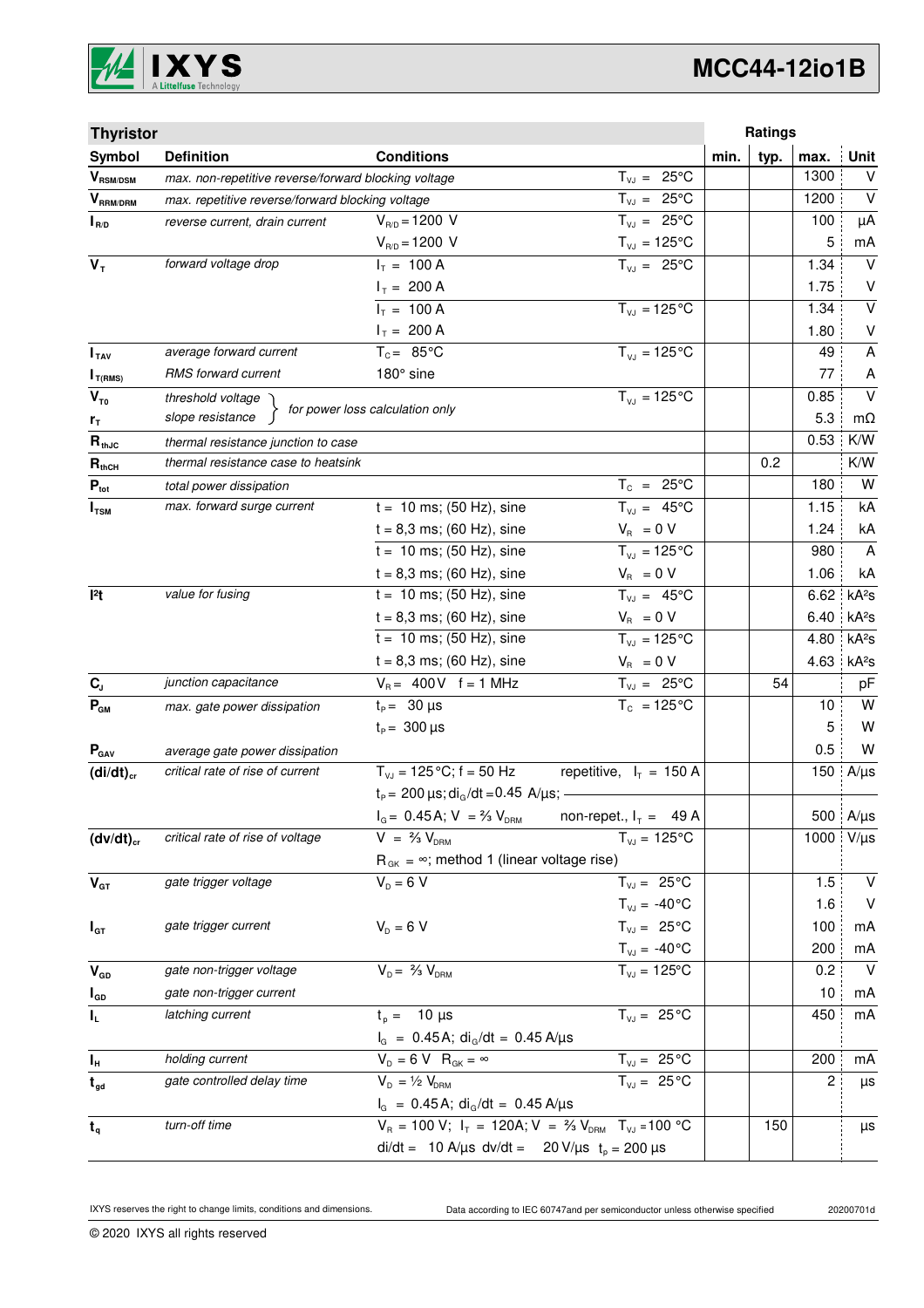## Thyristor

| Symbol | Definition | Conditions | | min. | typ. | max. | Unit |
|---|---|---|---|---|---|---|---|
| $V_{RSM/DSM}$ | max. non-repetitive reverse/forward blocking voltage | | $T_{VJ}$ = 25°C | | | 1300 | V |
| $V_{RRM/DRM}$ | max. repetitive reverse/forward blocking voltage | | $T_{VJ}$ = 25°C | | | 1200 | V |
| $I_{R/D}$ | reverse current, drain current | $V_{R/D}$ = 1200 V | $T_{VJ}$ = 25°C | | | 100 | µA |
| | | $V_{R/D}$ = 1200 V | $T_{VJ}$ = 125°C | | | 5 | mA |
| $V_T$ | forward voltage drop | $I_T$ = 100 A | $T_{VJ}$ = 25°C | | | 1.34 | V |
| | | $I_T$ = 200 A | | | | 1.75 | V |
| | | $I_T$ = 100 A | $T_{VJ}$ = 125°C | | | 1.34 | V |
| | | $I_T$ = 200 A | | | | 1.80 | V |
| $I_{TAV}$ | average forward current | $T_C$ = 85°C | $T_{VJ}$ = 125°C | | | 49 | A |
| $I_{T(RMS)}$ | RMS forward current | 180° sine | | | | 77 | A |
| $V_{T0}$ | threshold voltage | for power loss calculation only | $T_{VJ}$ = 125°C | | | 0.85 | V |
| $r_T$ | slope resistance | | | | | 5.3 | mΩ |
| $R_{thJC}$ | thermal resistance junction to case | | | | | 0.53 | K/W |
| $R_{thCH}$ | thermal resistance case to heatsink | | | | 0.2 | | K/W |
| $P_{tot}$ | total power dissipation | | $T_C$ = 25°C | | | 180 | W |
| $I_{TSM}$ | max. forward surge current | t = 10 ms; (50 Hz), sine | $T_{VJ}$ = 45°C | | | 1.15 | kA |
| | | t = 8,3 ms; (60 Hz), sine | $V_R$ = 0 V | | | 1.24 | kA |
| | | t = 10 ms; (50 Hz), sine | $T_{VJ}$ = 125°C | | | 980 | A |
| | | t = 8,3 ms; (60 Hz), sine | $V_R$ = 0 V | | | 1.06 | kA |
| $I^2t$ | value for fusing | t = 10 ms; (50 Hz), sine | $T_{VJ}$ = 45°C | | | 6.62 | kA²s |
| | | t = 8,3 ms; (60 Hz), sine | $V_R$ = 0 V | | | 6.40 | kA²s |
| | | t = 10 ms; (50 Hz), sine | $T_{VJ}$ = 125°C | | | 4.80 | kA²s |
| | | t = 8,3 ms; (60 Hz), sine | $V_R$ = 0 V | | | 4.63 | kA²s |
| $C_J$ | junction capacitance | $V_R$ = 400 V f = 1 MHz | $T_{VJ}$ = 25°C | | 54 | | pF |
| $P_{GM}$ | max. gate power dissipation | $t_P$ = 30 µs | $T_C$ = 125°C | | | 10 | W |
| | | $t_P$ = 300 µs | | | | 5 | W |
| $P_{GAV}$ | average gate power dissipation | | | | | 0.5 | W |
| $(di/dt)_{cr}$ | critical rate of rise of current | $T_{VJ}$ = 125°C; f = 50 Hz | repetitive, $I_T$ = 150 A | | | 150 | A/µs |
| | | $t_P$ = 200 µs; $di_G/dt$ = 0.45 A/µs; | | | | | |
| | | $I_G$ = 0.45 A; V = ⅔ $V_{DRM}$ | non-repet., $I_T$ = 49 A | | | 500 | A/µs |
| $(dv/dt)_{cr}$ | critical rate of rise of voltage | V = ⅔ $V_{DRM}$ | $T_{VJ}$ = 125°C | | | 1000 | V/µs |
| | | $R_{GK}$ = ∞; method 1 (linear voltage rise) | | | | | |
| $V_{GT}$ | gate trigger voltage | $V_D$ = 6 V | $T_{VJ}$ = 25°C | | | 1.5 | V |
| | | | $T_{VJ}$ = -40°C | | | 1.6 | V |
| $I_{GT}$ | gate trigger current | $V_D$ = 6 V | $T_{VJ}$ = 25°C | | | 100 | mA |
| | | | $T_{VJ}$ = -40°C | | | 200 | mA |
| $V_{GD}$ | gate non-trigger voltage | $V_D$ = ⅔ $V_{DRM}$ | $T_{VJ}$ = 125°C | | | 0.2 | V |
| $I_{GD}$ | gate non-trigger current | | | | | 10 | mA |
| $I_L$ | latching current | $t_p$ = 10 µs | $T_{VJ}$ = 25°C | | | 450 | mA |
| | | $I_G$ = 0.45 A; $di_G/dt$ = 0.45 A/µs | | | | | |
| $I_H$ | holding current | $V_D$ = 6 V $R_{GK}$ = ∞ | $T_{VJ}$ = 25°C | | | 200 | mA |
| $t_{gd}$ | gate controlled delay time | $V_D$ = ½ $V_{DRM}$ | $T_{VJ}$ = 25°C | | | 2 | µs |
| | | $I_G$ = 0.45 A; $di_G/dt$ = 0.45 A/µs | | | | | |
| $t_q$ | turn-off time | $V_R$ = 100 V; $I_T$ = 120A; V = ⅔ $V_{DRM}$ | $T_{VJ}$ = 100 °C | | 150 | | µs |
| | | di/dt = 10 A/µs dv/dt = 20 V/µs $t_p$ = 200 µs | | | | | |

IXYS reserves the right to change limits, conditions and dimensions.

Data according to IEC 60747and per semiconductor unless otherwise specified

20200701d

© 2020 IXYS all rights reserved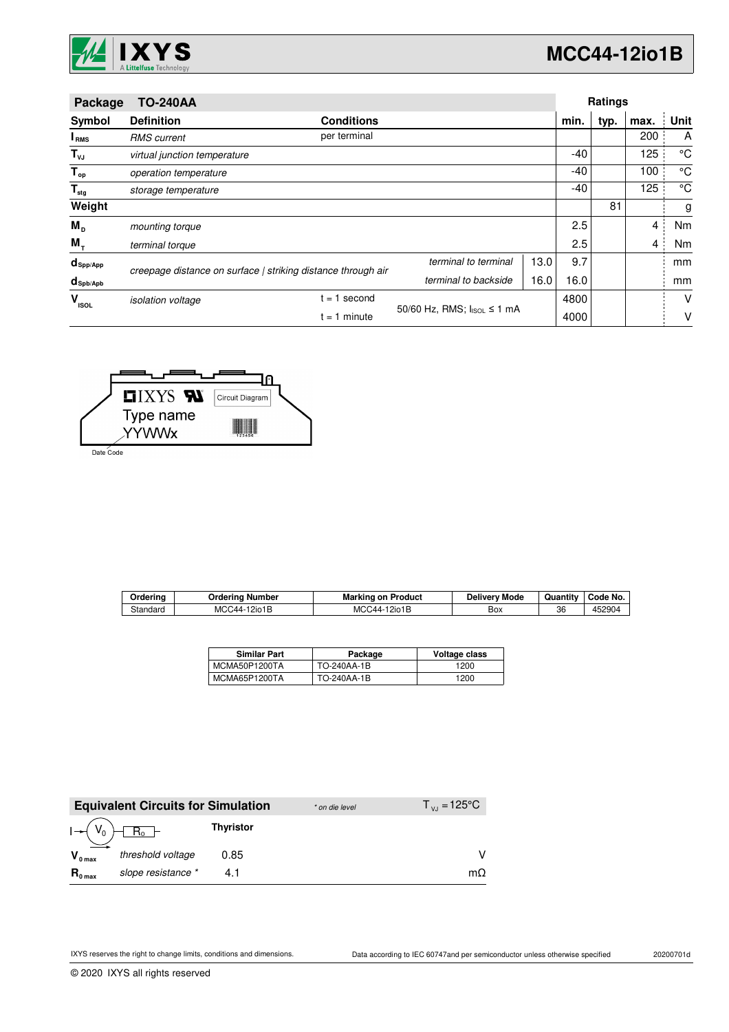## Package TO-240AA

| Symbol | Definition | Conditions | | | Ratings min. | typ. | max. | Unit |
|---|---|---|---|---|---|---|---|---|
| $I_{RMS}$ | *RMS current* | per terminal | | | | | 200 | A |
| $T_{VJ}$ | *virtual junction temperature* | | | | -40 | | 125 | °C |
| $T_{op}$ | *operation temperature* | | | | -40 | | 100 | °C |
| $T_{stg}$ | *storage temperature* | | | | -40 | | 125 | °C |
| **Weight** | | | | | | 81 | | g |
| $M_D$ | *mounting torque* | | | | 2.5 | | 4 | Nm |
| $M_T$ | *terminal torque* | | | | 2.5 | | 4 | Nm |
| $d_{Spp/App}$ | *creepage distance on surface \| striking distance through air* | | *terminal to terminal* | 13.0 | 9.7 | | | mm |
| $d_{Spb/Apb}$ | | | *terminal to backside* | 16.0 | 16.0 | | | mm |
| $V_{ISOL}$ | *isolation voltage* | t = 1 second | 50/60 Hz, RMS; $I_{ISOL} \leq 1$ mA | | 4800 | | | V |
| | | t = 1 minute | | | 4000 | | | V |

IXYS Type name YYWWx Circuit Diagram 123456

Date Code

| Ordering | Ordering Number | Marking on Product | Delivery Mode | Quantity | Code No. |
|---|---|---|---|---|---|
| Standard | MCC44-12io1B | MCC44-12io1B | Box | 36 | 452904 |

| Similar Part | Package | Voltage class |
|---|---|---|
| MCMA50P1200TA | TO-240AA-1B | 1200 |
| MCMA65P1200TA | TO-240AA-1B | 1200 |

## Equivalent Circuits for Simulation

*\* on die level* $T_{VJ} = 125°C$

| | | Thyristor | |
|---|---|---|---|
| $V_{0\,max}$ | *threshold voltage* | 0.85 | V |
| $R_{0\,max}$ | *slope resistance \** | 4.1 | mΩ |

IXYS reserves the right to change limits, conditions and dimensions.

Data according to IEC 60747and per semiconductor unless otherwise specified

20200701d

© 2020 IXYS all rights reserved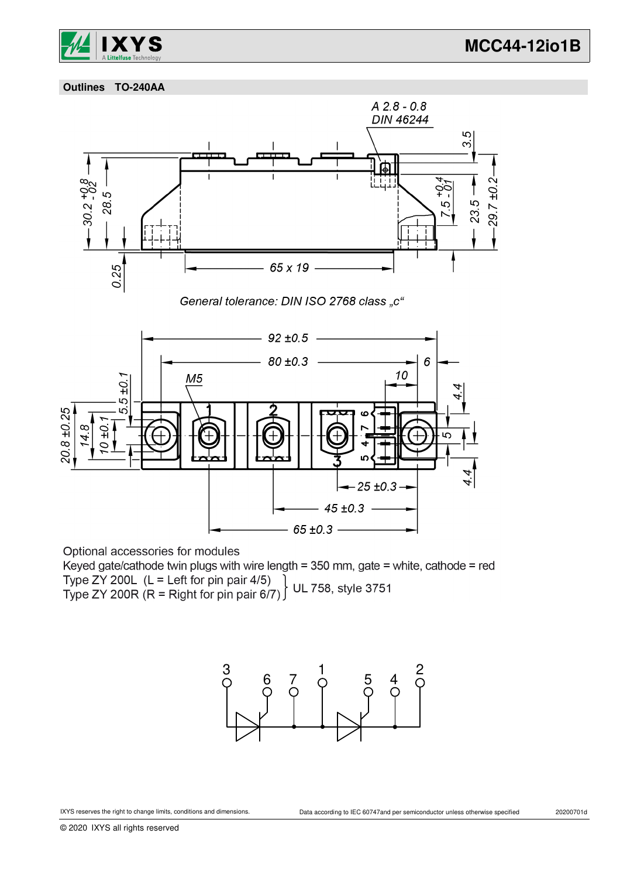## Outlines TO-240AA

A 2.8 - 0.8
DIN 46244

General tolerance: DIN ISO 2768 class „c“

Optional accessories for modules
Keyed gate/cathode twin plugs with wire length = 350 mm, gate = white, cathode = red
Type ZY 200L (L = Left for pin pair 4/5)
Type ZY 200R (R = Right for pin pair 6/7)
UL 758, style 3751

IXYS reserves the right to change limits, conditions and dimensions.

Data according to IEC 60747and per semiconductor unless otherwise specified

20200701d

© 2020 IXYS all rights reserved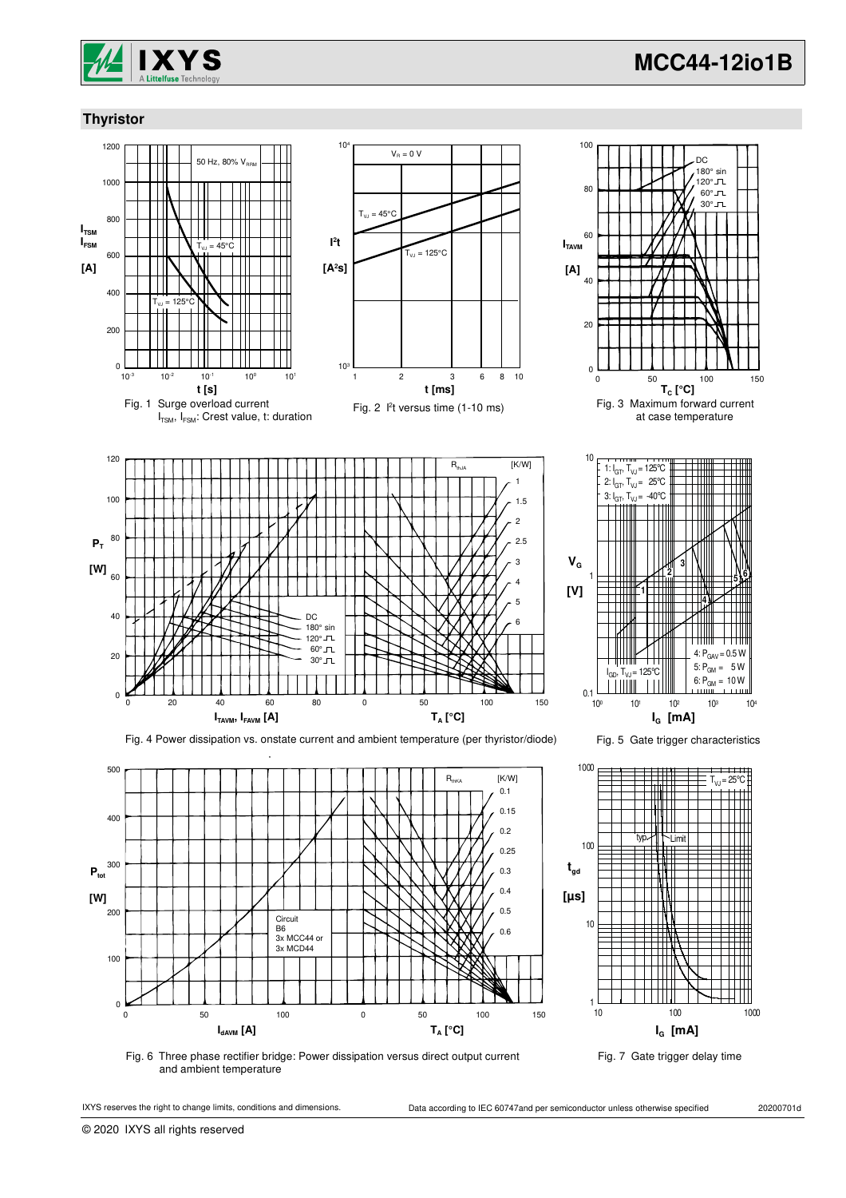## Thyristor

Fig. 1 Surge overload current $I_{TSM}$, $I_{FSM}$: Crest value, t: duration

Fig. 2 $I^2t$ versus time (1-10 ms)

Fig. 3 Maximum forward current at case temperature

Fig. 4 Power dissipation vs. onstate current and ambient temperature (per thyristor/diode)

Fig. 5 Gate trigger characteristics

Fig. 6 Three phase rectifier bridge: Power dissipation versus direct output current and ambient temperature

Fig. 7 Gate trigger delay time

IXYS reserves the right to change limits, conditions and dimensions.

Data according to IEC 60747and per semiconductor unless otherwise specified

20200701d

© 2020 IXYS all rights reserved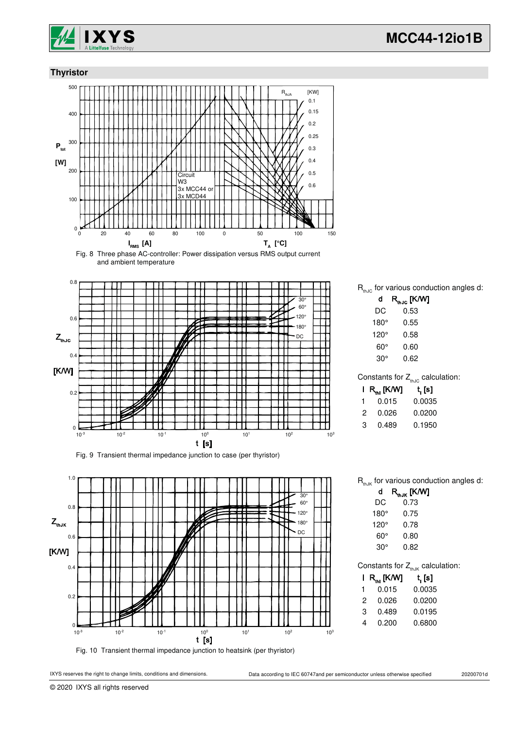## Thyristor

500
400
$P_{tot}$
[W]
300
200
100
0

0 20 40 60 80 100
$I_{RMS}$ [A]

Circuit
W3
3x MCC44 or
3x MCD44

0 50 100 150
$T_A$ [°C]

$R_{thJA}$ [KW]
0.1
0.15
0.2
0.25
0.3
0.4
0.5
0.6

Fig. 8 Three phase AC-controller: Power dissipation versus RMS output current and ambient temperature

0.8
0.6
$Z_{thJC}$
0.4
[K/W]
0.2
0

$10^{-3}$ $10^{-2}$ $10^{-1}$ $10^{0}$ $10^{1}$ $10^{2}$ $10^{3}$
t [s]

30°
60°
120°
180°
DC

Fig. 9 Transient thermal impedance junction to case (per thyristor)

$R_{thJC}$ for various conduction angles d:

| d | $R_{thJC}$ [K/W] |
|---|---|
| DC | 0.53 |
| 180° | 0.55 |
| 120° | 0.58 |
| 60° | 0.60 |
| 30° | 0.62 |

Constants for $Z_{thJC}$ calculation:

| i | $R_{thi}$ [K/W] | $t_i$ [s] |
|---|---|---|
| 1 | 0.015 | 0.0035 |
| 2 | 0.026 | 0.0200 |
| 3 | 0.489 | 0.1950 |

1.0
0.8
$Z_{thJK}$
0.6
[K/W]
0.4
0.2
0

$10^{-3}$ $10^{-2}$ $10^{-1}$ $10^{0}$ $10^{1}$ $10^{2}$ $10^{3}$
t [s]

30°
60°
120°
180°
DC

Fig. 10 Transient thermal impedance junction to heatsink (per thyristor)

$R_{thJK}$ for various conduction angles d:

| d | $R_{thJK}$ [K/W] |
|---|---|
| DC | 0.73 |
| 180° | 0.75 |
| 120° | 0.78 |
| 60° | 0.80 |
| 30° | 0.82 |

Constants for $Z_{thJK}$ calculation:

| i | $R_{thi}$ [K/W] | $t_i$ [s] |
|---|---|---|
| 1 | 0.015 | 0.0035 |
| 2 | 0.026 | 0.0200 |
| 3 | 0.489 | 0.0195 |
| 4 | 0.200 | 0.6800 |

IXYS reserves the right to change limits, conditions and dimensions.

Data according to IEC 60747and per semiconductor unless otherwise specified

20200701d

© 2020 IXYS all rights reserved